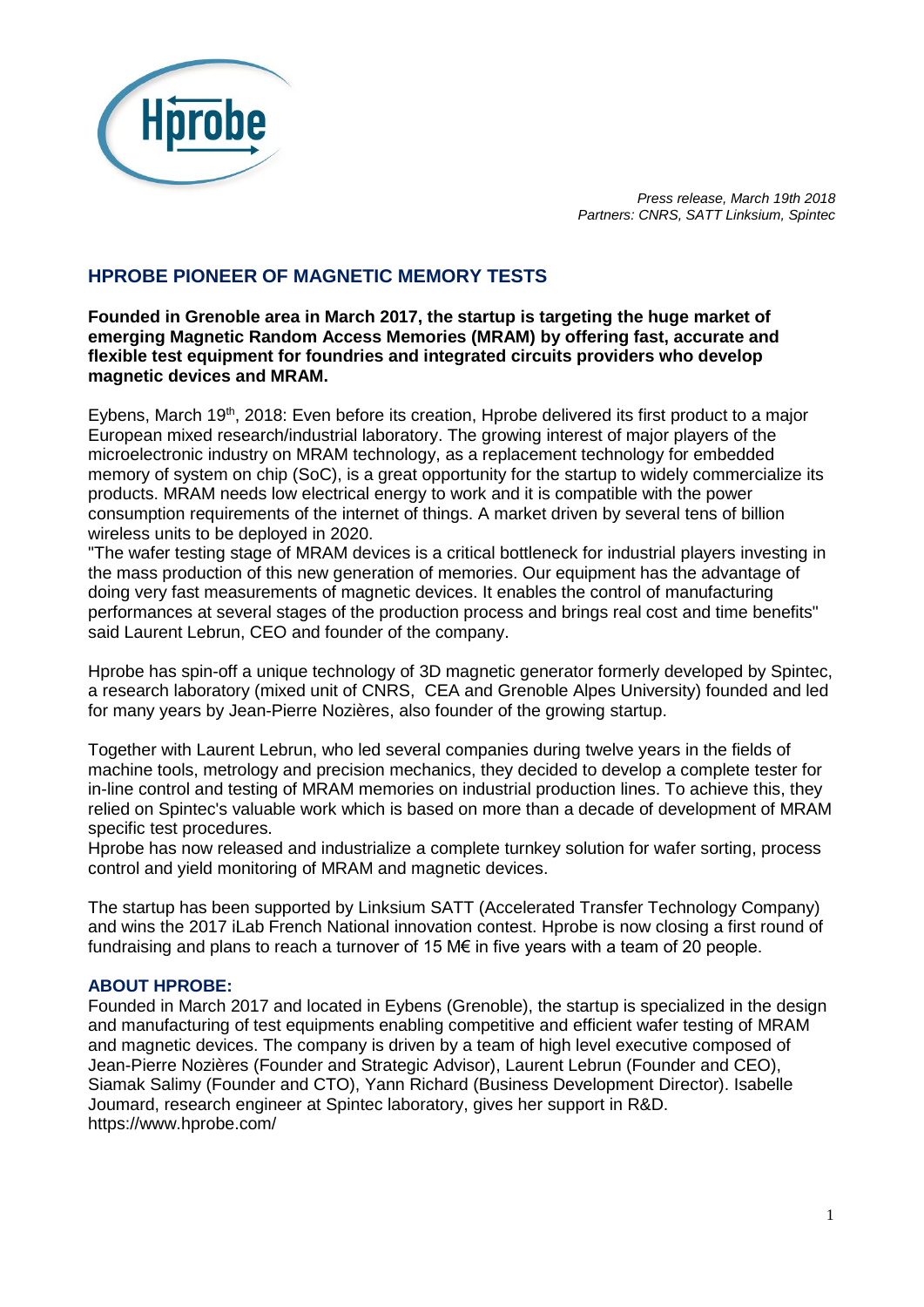*Press release, March 19th 2018*
*Partners: CNRS, SATT Linksium, Spintec*

# HPROBE PIONEER OF MAGNETIC MEMORY TESTS

**Founded in Grenoble area in March 2017, the startup is targeting the huge market of emerging Magnetic Random Access Memories (MRAM) by offering fast, accurate and flexible test equipment for foundries and integrated circuits providers who develop magnetic devices and MRAM.**

Eybens, March 19th, 2018: Even before its creation, Hprobe delivered its first product to a major European mixed research/industrial laboratory. The growing interest of major players of the microelectronic industry on MRAM technology, as a replacement technology for embedded memory of system on chip (SoC), is a great opportunity for the startup to widely commercialize its products. MRAM needs low electrical energy to work and it is compatible with the power consumption requirements of the internet of things. A market driven by several tens of billion wireless units to be deployed in 2020.
"The wafer testing stage of MRAM devices is a critical bottleneck for industrial players investing in the mass production of this new generation of memories. Our equipment has the advantage of doing very fast measurements of magnetic devices. It enables the control of manufacturing performances at several stages of the production process and brings real cost and time benefits" said Laurent Lebrun, CEO and founder of the company.

Hprobe has spin-off a unique technology of 3D magnetic generator formerly developed by Spintec, a research laboratory (mixed unit of CNRS, CEA and Grenoble Alpes University) founded and led for many years by Jean-Pierre Nozières, also founder of the growing startup.

Together with Laurent Lebrun, who led several companies during twelve years in the fields of machine tools, metrology and precision mechanics, they decided to develop a complete tester for in-line control and testing of MRAM memories on industrial production lines. To achieve this, they relied on Spintec's valuable work which is based on more than a decade of development of MRAM specific test procedures.
Hprobe has now released and industrialize a complete turnkey solution for wafer sorting, process control and yield monitoring of MRAM and magnetic devices.

The startup has been supported by Linksium SATT (Accelerated Transfer Technology Company) and wins the 2017 iLab French National innovation contest. Hprobe is now closing a first round of fundraising and plans to reach a turnover of 15 M€ in five years with a team of 20 people.

## ABOUT HPROBE:

Founded in March 2017 and located in Eybens (Grenoble), the startup is specialized in the design and manufacturing of test equipments enabling competitive and efficient wafer testing of MRAM and magnetic devices. The company is driven by a team of high level executive composed of Jean-Pierre Nozières (Founder and Strategic Advisor), Laurent Lebrun (Founder and CEO), Siamak Salimy (Founder and CTO), Yann Richard (Business Development Director). Isabelle Joumard, research engineer at Spintec laboratory, gives her support in R&D.
https://www.hprobe.com/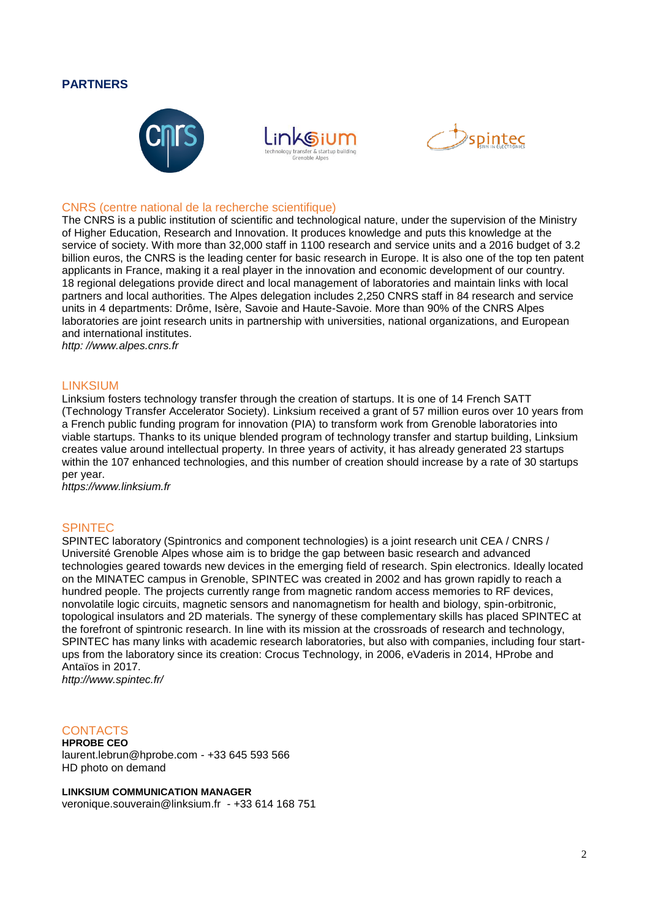## PARTNERS

### CNRS (centre national de la recherche scientifique)

The CNRS is a public institution of scientific and technological nature, under the supervision of the Ministry of Higher Education, Research and Innovation. It produces knowledge and puts this knowledge at the service of society. With more than 32,000 staff in 1100 research and service units and a 2016 budget of 3.2 billion euros, the CNRS is the leading center for basic research in Europe. It is also one of the top ten patent applicants in France, making it a real player in the innovation and economic development of our country. 18 regional delegations provide direct and local management of laboratories and maintain links with local partners and local authorities. The Alpes delegation includes 2,250 CNRS staff in 84 research and service units in 4 departments: Drôme, Isère, Savoie and Haute-Savoie. More than 90% of the CNRS Alpes laboratories are joint research units in partnership with universities, national organizations, and European and international institutes.

*http: //www.alpes.cnrs.fr*

### LINKSIUM

Linksium fosters technology transfer through the creation of startups. It is one of 14 French SATT (Technology Transfer Accelerator Society). Linksium received a grant of 57 million euros over 10 years from a French public funding program for innovation (PIA) to transform work from Grenoble laboratories into viable startups. Thanks to its unique blended program of technology transfer and startup building, Linksium creates value around intellectual property. In three years of activity, it has already generated 23 startups within the 107 enhanced technologies, and this number of creation should increase by a rate of 30 startups per year.

*https://www.linksium.fr*

### SPINTEC

SPINTEC laboratory (Spintronics and component technologies) is a joint research unit CEA / CNRS / Université Grenoble Alpes whose aim is to bridge the gap between basic research and advanced technologies geared towards new devices in the emerging field of research. Spin electronics. Ideally located on the MINATEC campus in Grenoble, SPINTEC was created in 2002 and has grown rapidly to reach a hundred people. The projects currently range from magnetic random access memories to RF devices, nonvolatile logic circuits, magnetic sensors and nanomagnetism for health and biology, spin-orbitronic, topological insulators and 2D materials. The synergy of these complementary skills has placed SPINTEC at the forefront of spintronic research. In line with its mission at the crossroads of research and technology, SPINTEC has many links with academic research laboratories, but also with companies, including four start-ups from the laboratory since its creation: Crocus Technology, in 2006, eVaderis in 2014, HProbe and Antaïos in 2017.

*http://www.spintec.fr/*

### CONTACTS

**HPROBE CEO**
laurent.lebrun@hprobe.com - +33 645 593 566
HD photo on demand

**LINKSIUM COMMUNICATION MANAGER**
veronique.souverain@linksium.fr - +33 614 168 751